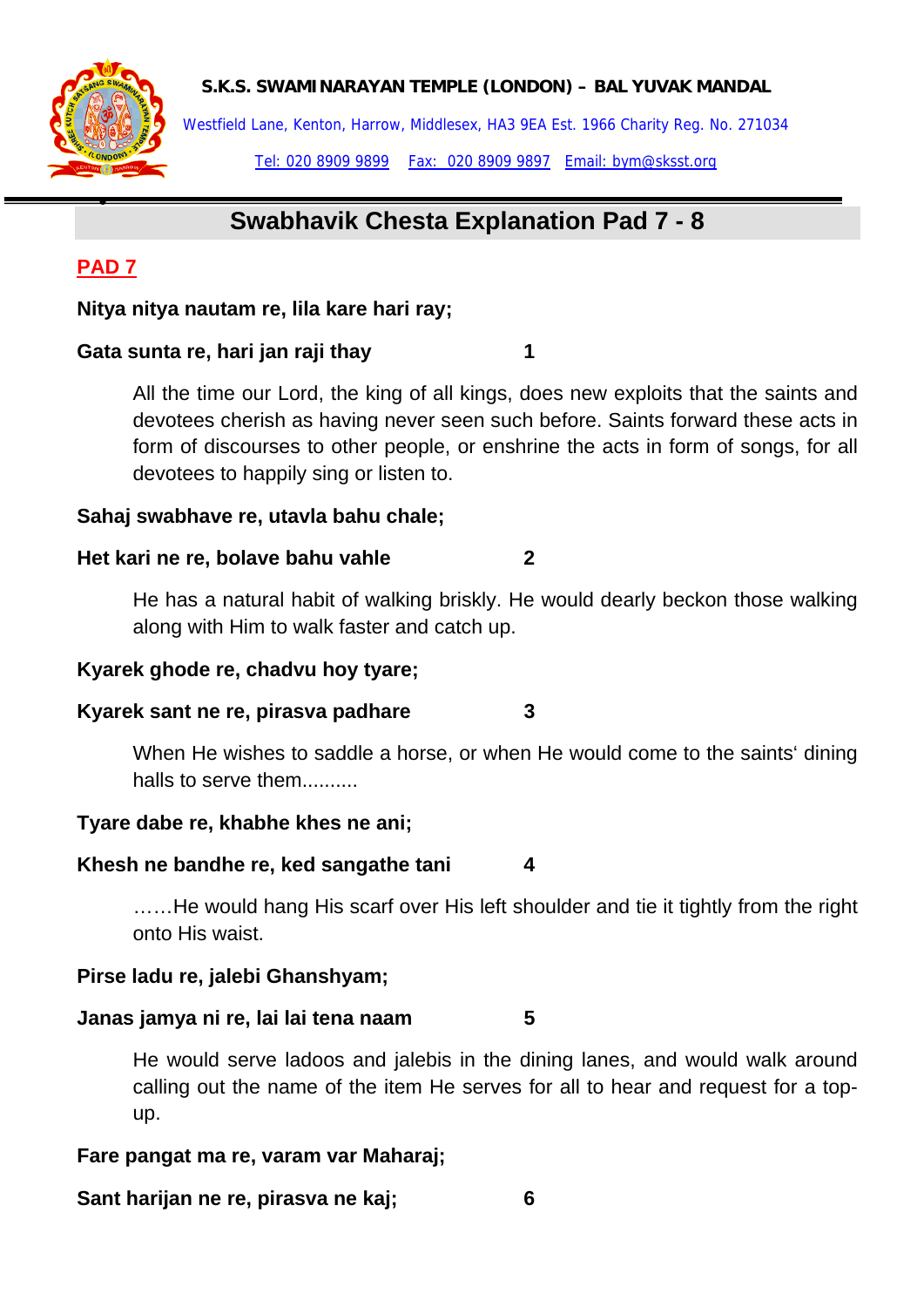**S.K.S. SWAMINARAYAN TEMPLE (LONDON) – BAL YUVAK MANDAL**

Westfield Lane, Kenton, Harrow, Middlesex, HA3 9EA Est. 1966 Charity Reg. No. 271034

Tel: 020 8909 9899 Fax: 020 8909 9897 Email: bym@sksst.org

# Swabhavik Chesta Explanation Pad 7 - 8

## PAD 7

**Nitya nitya nautam re, lila kare hari ray;**

**Gata sunta re, hari jan raji thay 1**

All the time our Lord, the king of all kings, does new exploits that the saints and devotees cherish as having never seen such before. Saints forward these acts in form of discourses to other people, or enshrine the acts in form of songs, for all devotees to happily sing or listen to.

**Sahaj swabhave re, utavla bahu chale;**

**Het kari ne re, bolave bahu vahle 2**

He has a natural habit of walking briskly. He would dearly beckon those walking along with Him to walk faster and catch up.

**Kyarek ghode re, chadvu hoy tyare;**

**Kyarek sant ne re, pirasva padhare 3**

When He wishes to saddle a horse, or when He would come to the saints' dining halls to serve them..........

**Tyare dabe re, khabhe khes ne ani;**

**Khesh ne bandhe re, ked sangathe tani 4**

……He would hang His scarf over His left shoulder and tie it tightly from the right onto His waist.

**Pirse ladu re, jalebi Ghanshyam;**

**Janas jamya ni re, lai lai tena naam 5**

He would serve ladoos and jalebis in the dining lanes, and would walk around calling out the name of the item He serves for all to hear and request for a top-up.

**Fare pangat ma re, varam var Maharaj;**

**Sant harijan ne re, pirasva ne kaj; 6**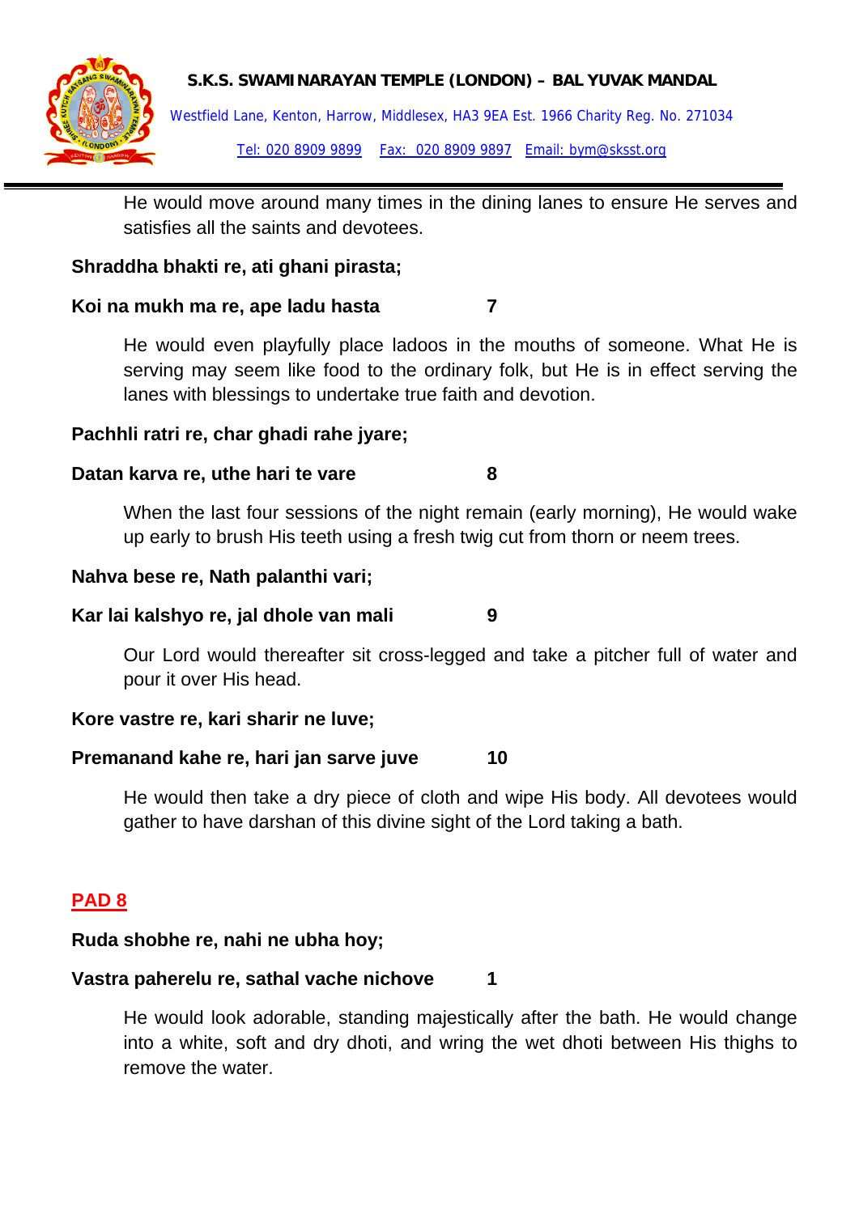He would move around many times in the dining lanes to ensure He serves and satisfies all the saints and devotees.

**Shraddha bhakti re, ati ghani pirasta;**

**Koi na mukh ma re, ape ladu hasta 7**

He would even playfully place ladoos in the mouths of someone. What He is serving may seem like food to the ordinary folk, but He is in effect serving the lanes with blessings to undertake true faith and devotion.

**Pachhli ratri re, char ghadi rahe jyare;**

**Datan karva re, uthe hari te vare 8**

When the last four sessions of the night remain (early morning), He would wake up early to brush His teeth using a fresh twig cut from thorn or neem trees.

**Nahva bese re, Nath palanthi vari;**

**Kar lai kalshyo re, jal dhole van mali 9**

Our Lord would thereafter sit cross-legged and take a pitcher full of water and pour it over His head.

**Kore vastre re, kari sharir ne luve;**

**Premanand kahe re, hari jan sarve juve 10**

He would then take a dry piece of cloth and wipe His body. All devotees would gather to have darshan of this divine sight of the Lord taking a bath.

## PAD 8

**Ruda shobhe re, nahi ne ubha hoy;**

**Vastra paherelu re, sathal vache nichove 1**

He would look adorable, standing majestically after the bath. He would change into a white, soft and dry dhoti, and wring the wet dhoti between His thighs to remove the water.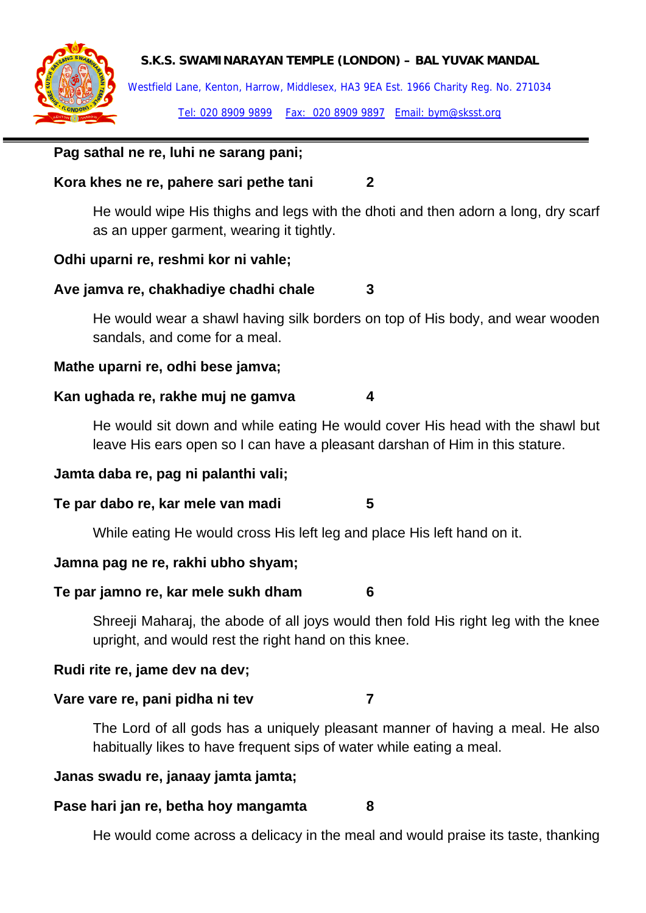**Pag sathal ne re, luhi ne sarang pani;**

**Kora khes ne re, pahere sari pethe tani 2**

He would wipe His thighs and legs with the dhoti and then adorn a long, dry scarf as an upper garment, wearing it tightly.

**Odhi uparni re, reshmi kor ni vahle;**

**Ave jamva re, chakhadiye chadhi chale 3**

He would wear a shawl having silk borders on top of His body, and wear wooden sandals, and come for a meal.

**Mathe uparni re, odhi bese jamva;**

**Kan ughada re, rakhe muj ne gamva 4**

He would sit down and while eating He would cover His head with the shawl but leave His ears open so I can have a pleasant darshan of Him in this stature.

**Jamta daba re, pag ni palanthi vali;**

**Te par dabo re, kar mele van madi 5**

While eating He would cross His left leg and place His left hand on it.

**Jamna pag ne re, rakhi ubho shyam;**

**Te par jamno re, kar mele sukh dham 6**

Shreeji Maharaj, the abode of all joys would then fold His right leg with the knee upright, and would rest the right hand on this knee.

**Rudi rite re, jame dev na dev;**

**Vare vare re, pani pidha ni tev 7**

The Lord of all gods has a uniquely pleasant manner of having a meal. He also habitually likes to have frequent sips of water while eating a meal.

**Janas swadu re, janaay jamta jamta;**

**Pase hari jan re, betha hoy mangamta 8**

He would come across a delicacy in the meal and would praise its taste, thanking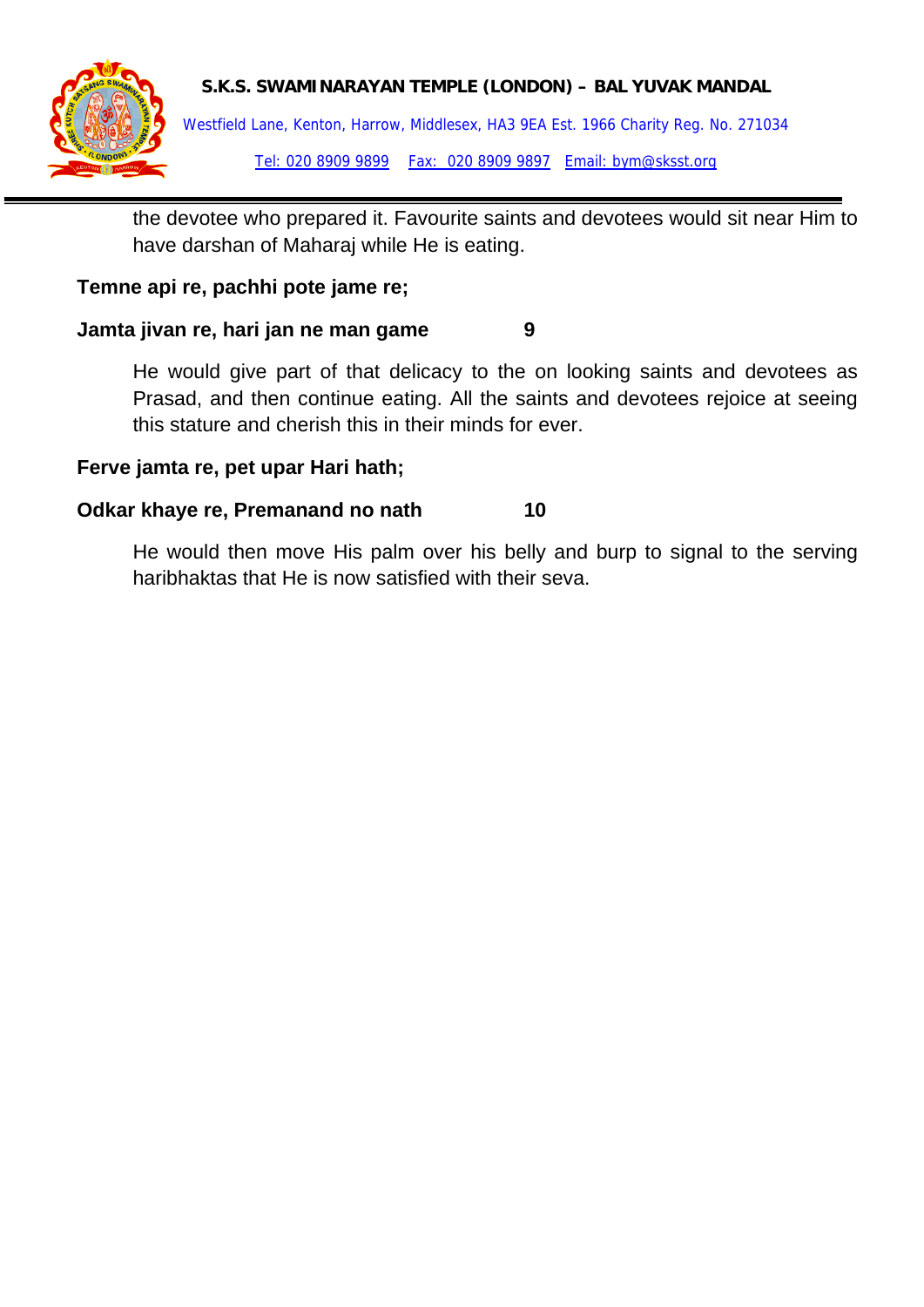the devotee who prepared it. Favourite saints and devotees would sit near Him to have darshan of Maharaj while He is eating.

**Temne api re, pachhi pote jame re;**

**Jamta jivan re, hari jan ne man game 9**

He would give part of that delicacy to the on looking saints and devotees as Prasad, and then continue eating. All the saints and devotees rejoice at seeing this stature and cherish this in their minds for ever.

**Ferve jamta re, pet upar Hari hath;**

**Odkar khaye re, Premanand no nath 10**

He would then move His palm over his belly and burp to signal to the serving haribhaktas that He is now satisfied with their seva.